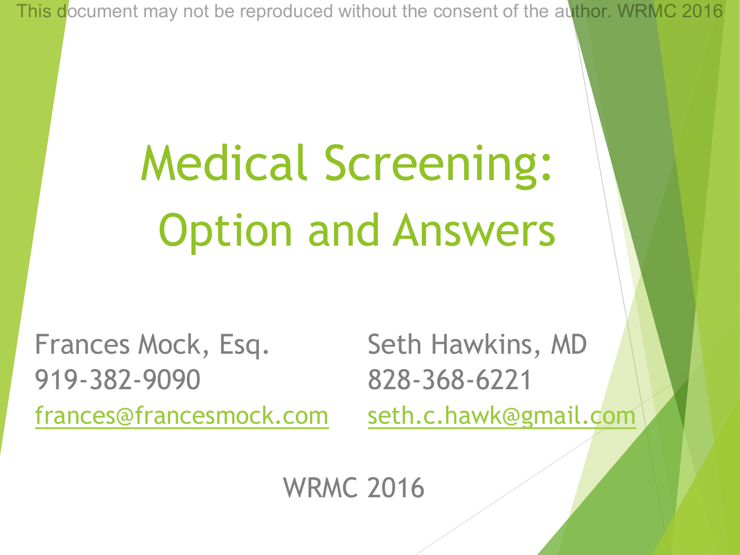This document may not be reproduced without the consent of the author. WRMC 2016

# Medical Screening:
## Option and Answers

Frances Mock, Esq.
919-382-9090
frances@francesmock.com

Seth Hawkins, MD
828-368-6221
seth.c.hawk@gmail.com

WRMC 2016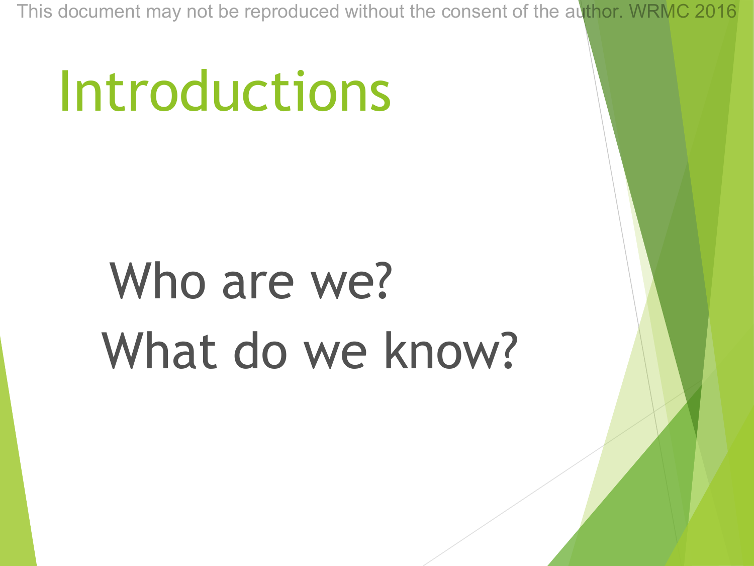# Introductions

Who are we?

What do we know?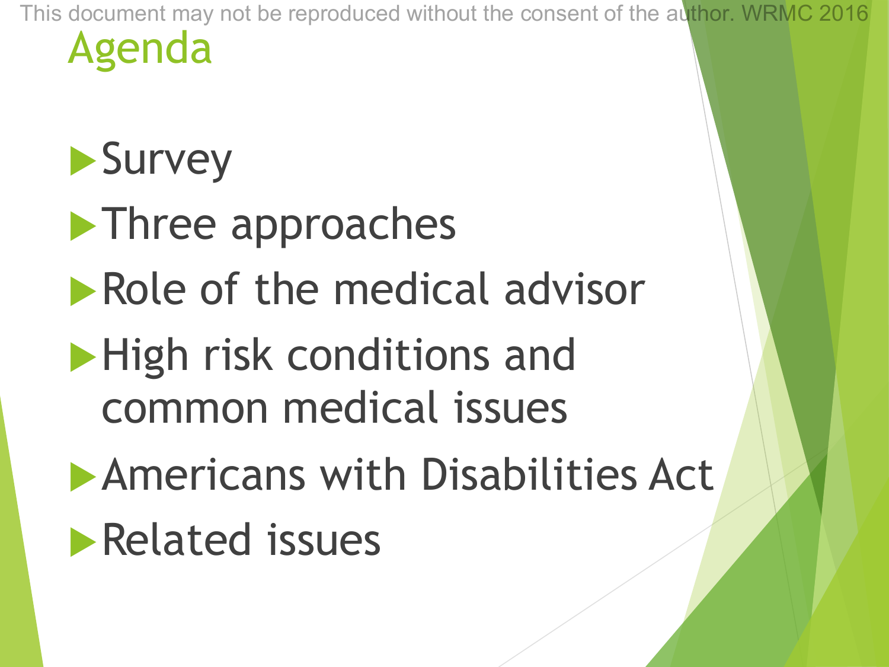# Agenda

- Survey
- Three approaches
- Role of the medical advisor
- High risk conditions and common medical issues
- Americans with Disabilities Act
- Related issues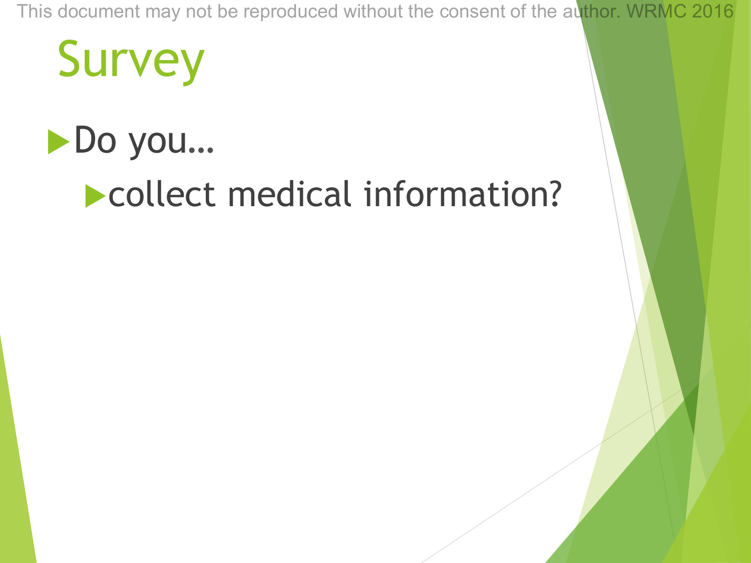# Survey

- Do you…
  - collect medical information?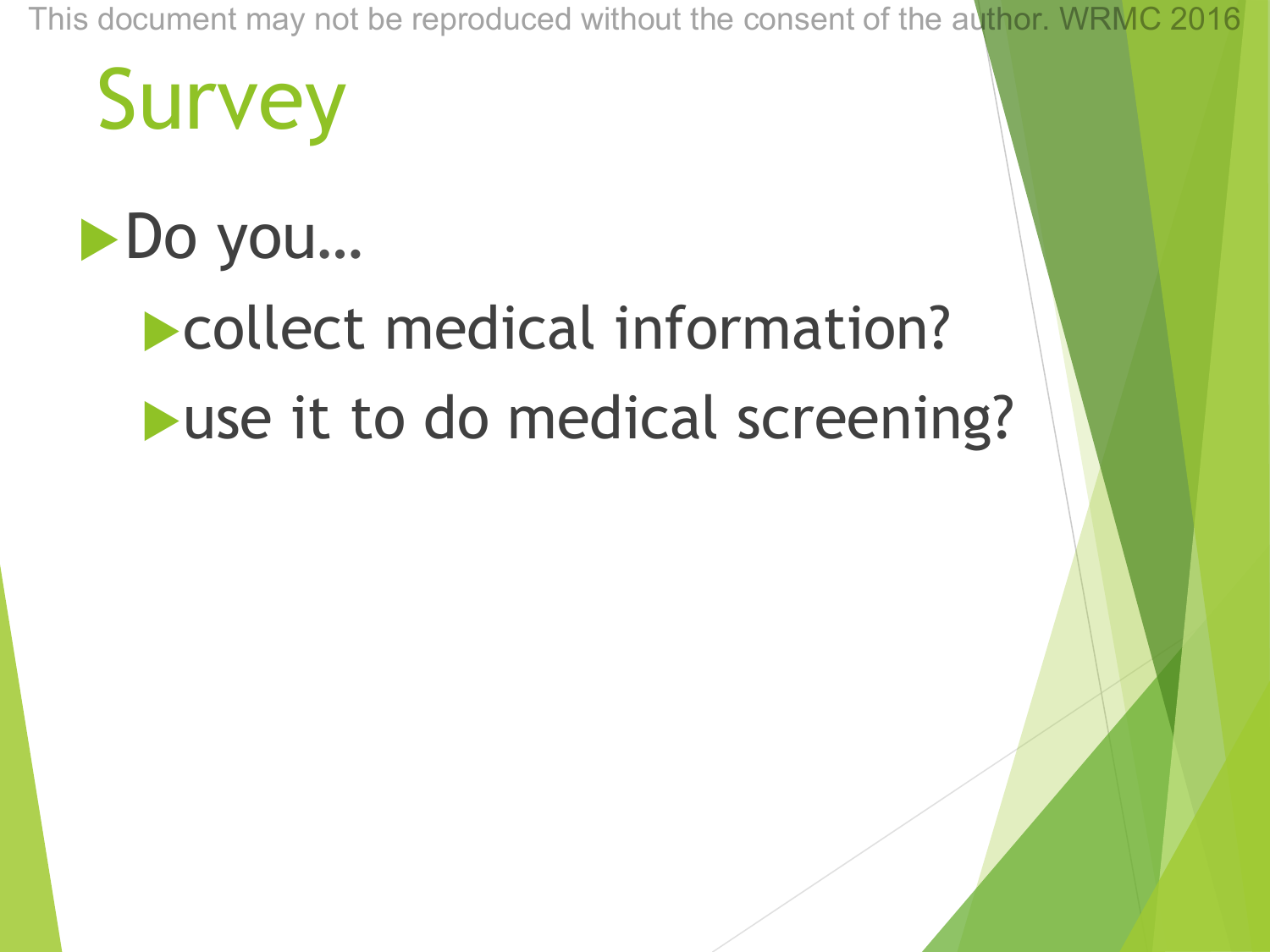# Survey

- Do you…
  - collect medical information?
  - use it to do medical screening?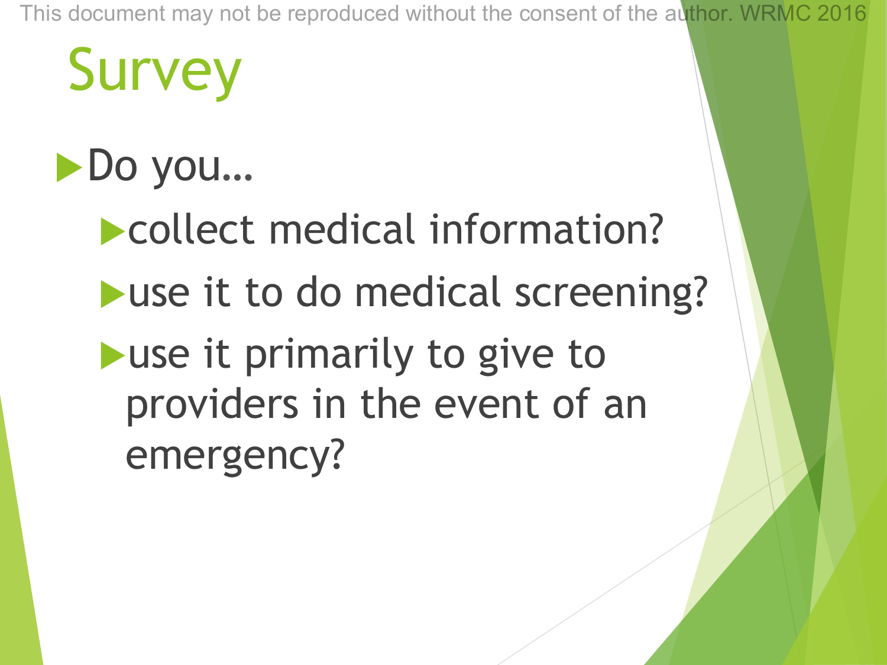# Survey

- Do you…
  - collect medical information?
  - use it to do medical screening?
  - use it primarily to give to providers in the event of an emergency?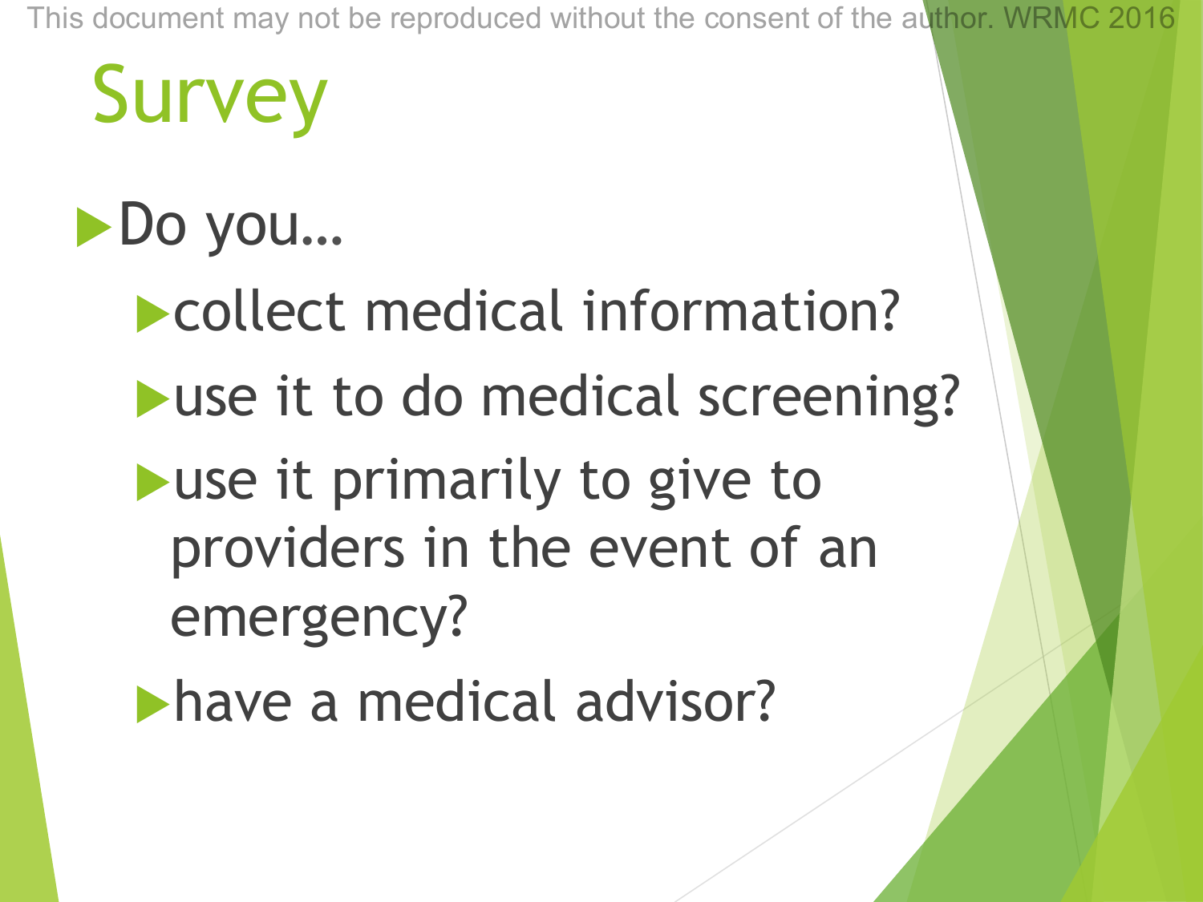# Survey

- Do you…
  - collect medical information?
  - use it to do medical screening?
  - use it primarily to give to providers in the event of an emergency?
  - have a medical advisor?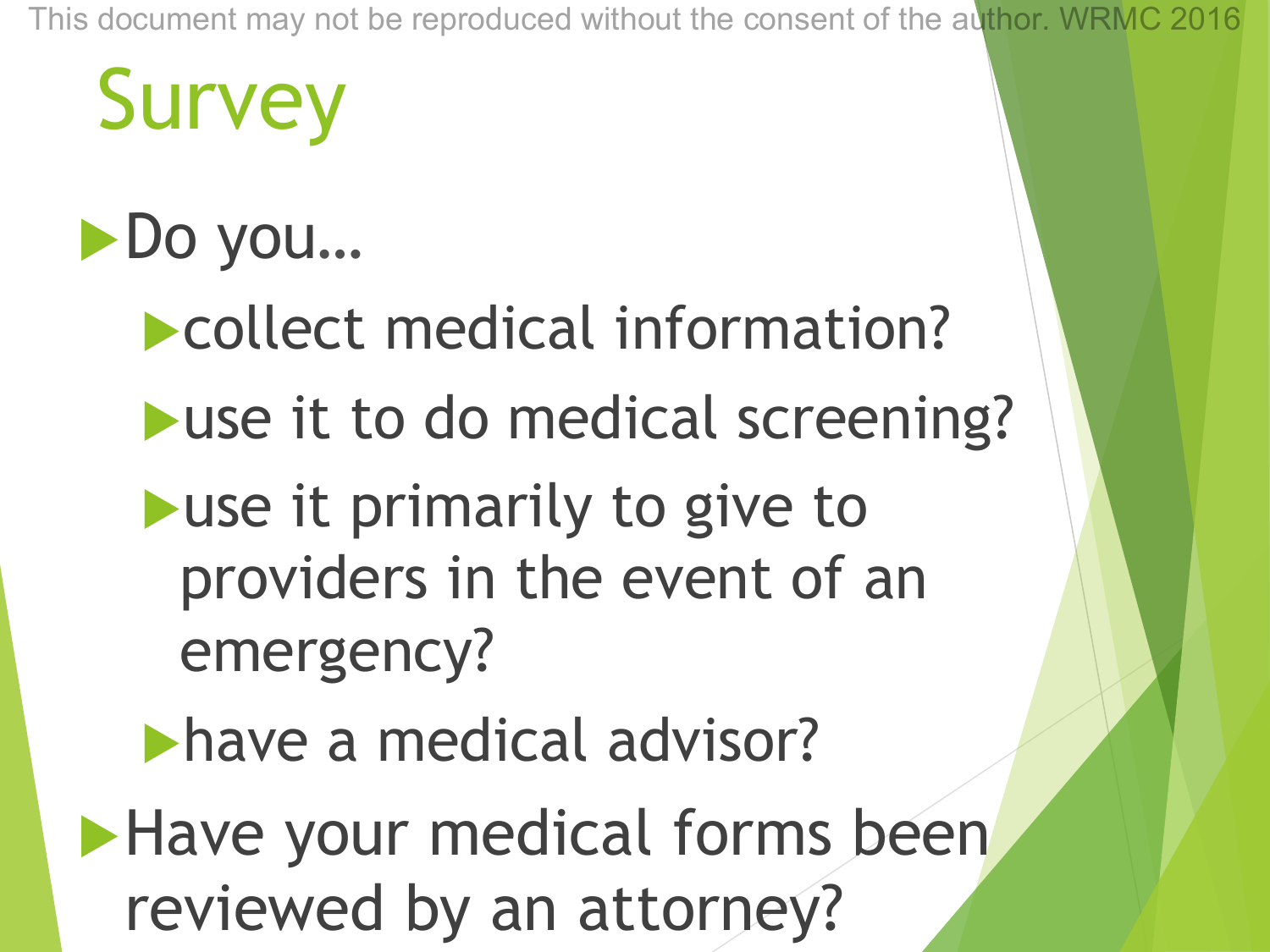# Survey

- Do you…
  - collect medical information?
  - use it to do medical screening?
  - use it primarily to give to providers in the event of an emergency?
  - have a medical advisor?
- Have your medical forms been reviewed by an attorney?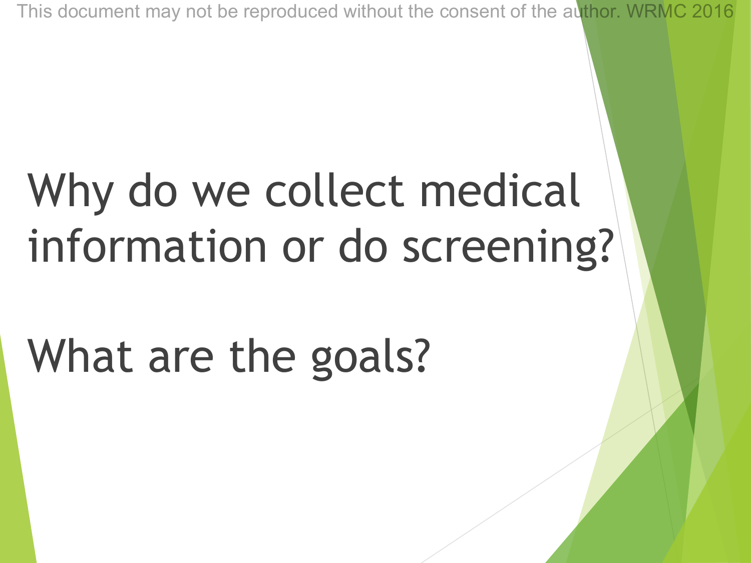# Why do we collect medical information or do screening?

# What are the goals?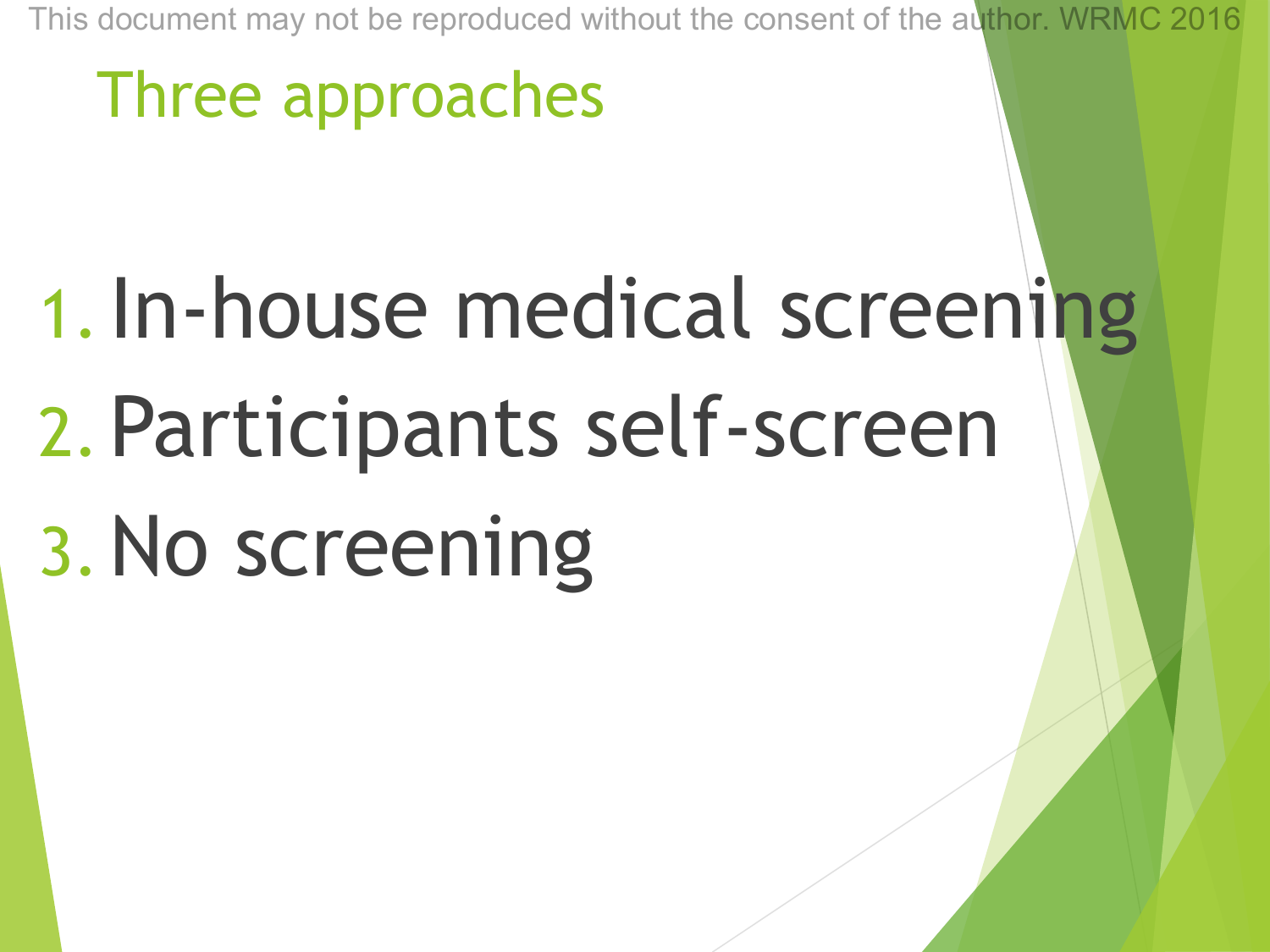# Three approaches

1. In-house medical screening
2. Participants self-screen
3. No screening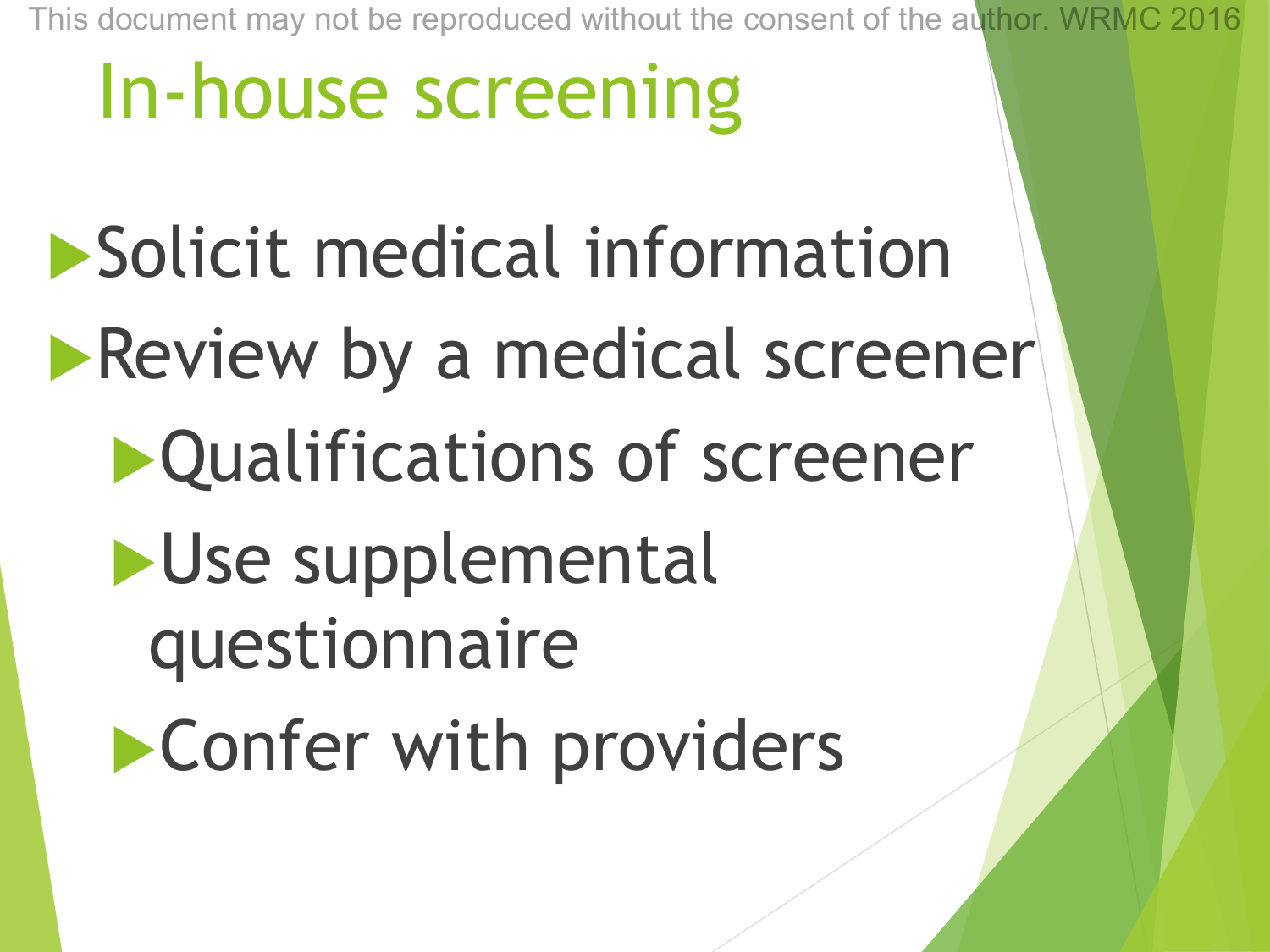# In-house screening

- Solicit medical information
- Review by a medical screener
  - Qualifications of screener
  - Use supplemental questionnaire
  - Confer with providers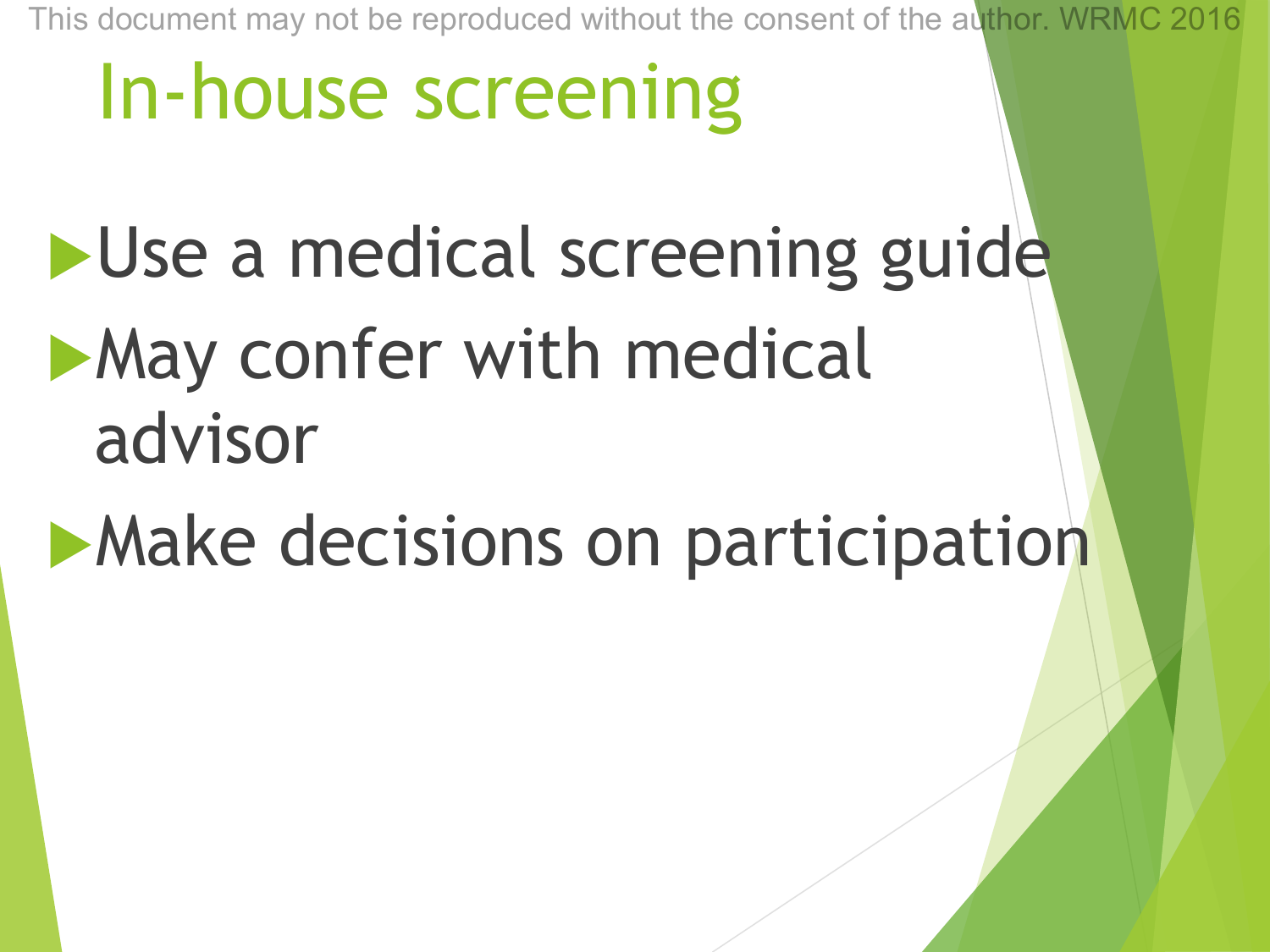# In-house screening

- Use a medical screening guide
- May confer with medical advisor
- Make decisions on participation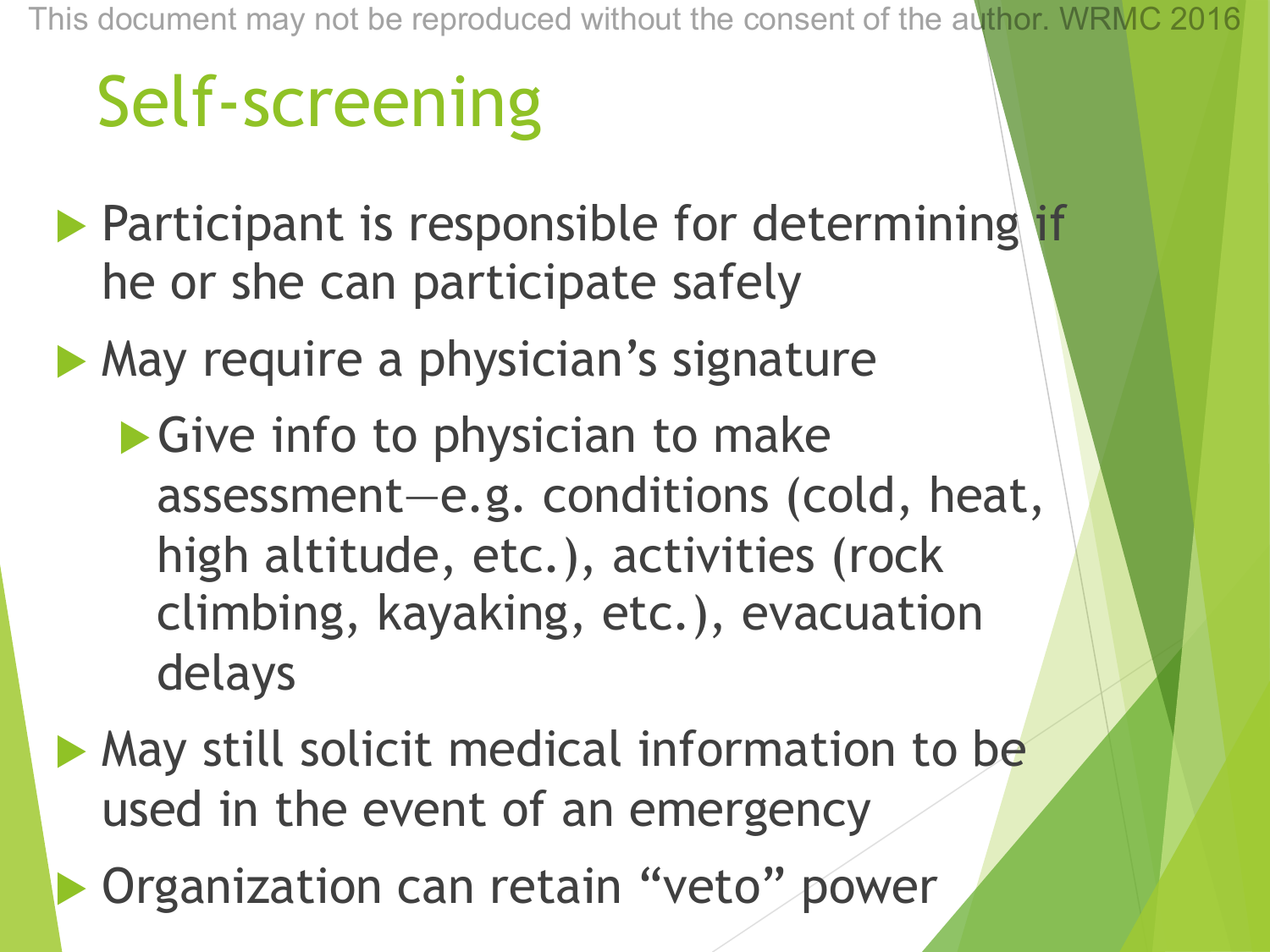# Self-screening

- Participant is responsible for determining if he or she can participate safely
- May require a physician's signature
  - Give info to physician to make assessment—e.g. conditions (cold, heat, high altitude, etc.), activities (rock climbing, kayaking, etc.), evacuation delays
- May still solicit medical information to be used in the event of an emergency
- Organization can retain "veto" power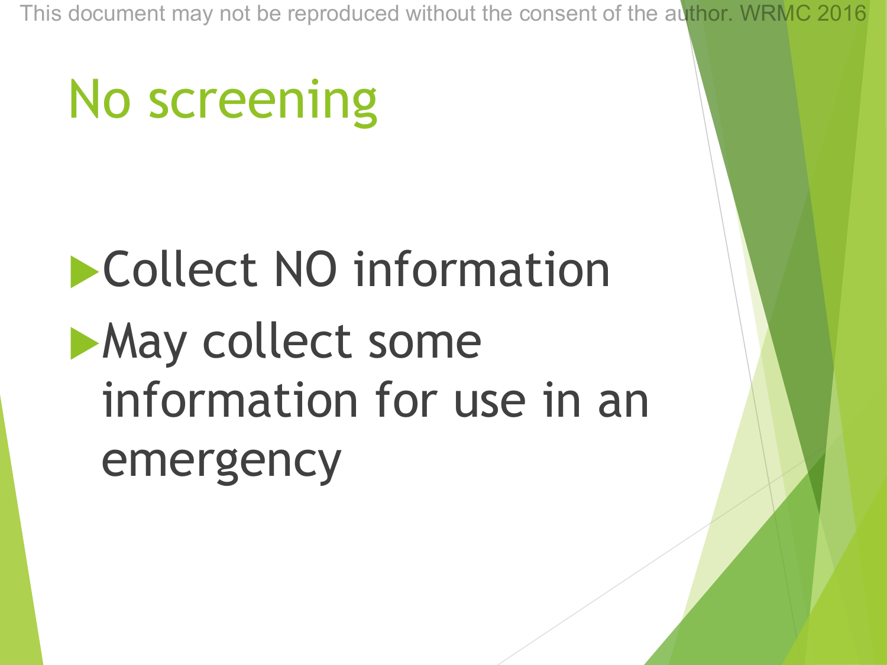# No screening

- Collect NO information
- May collect some information for use in an emergency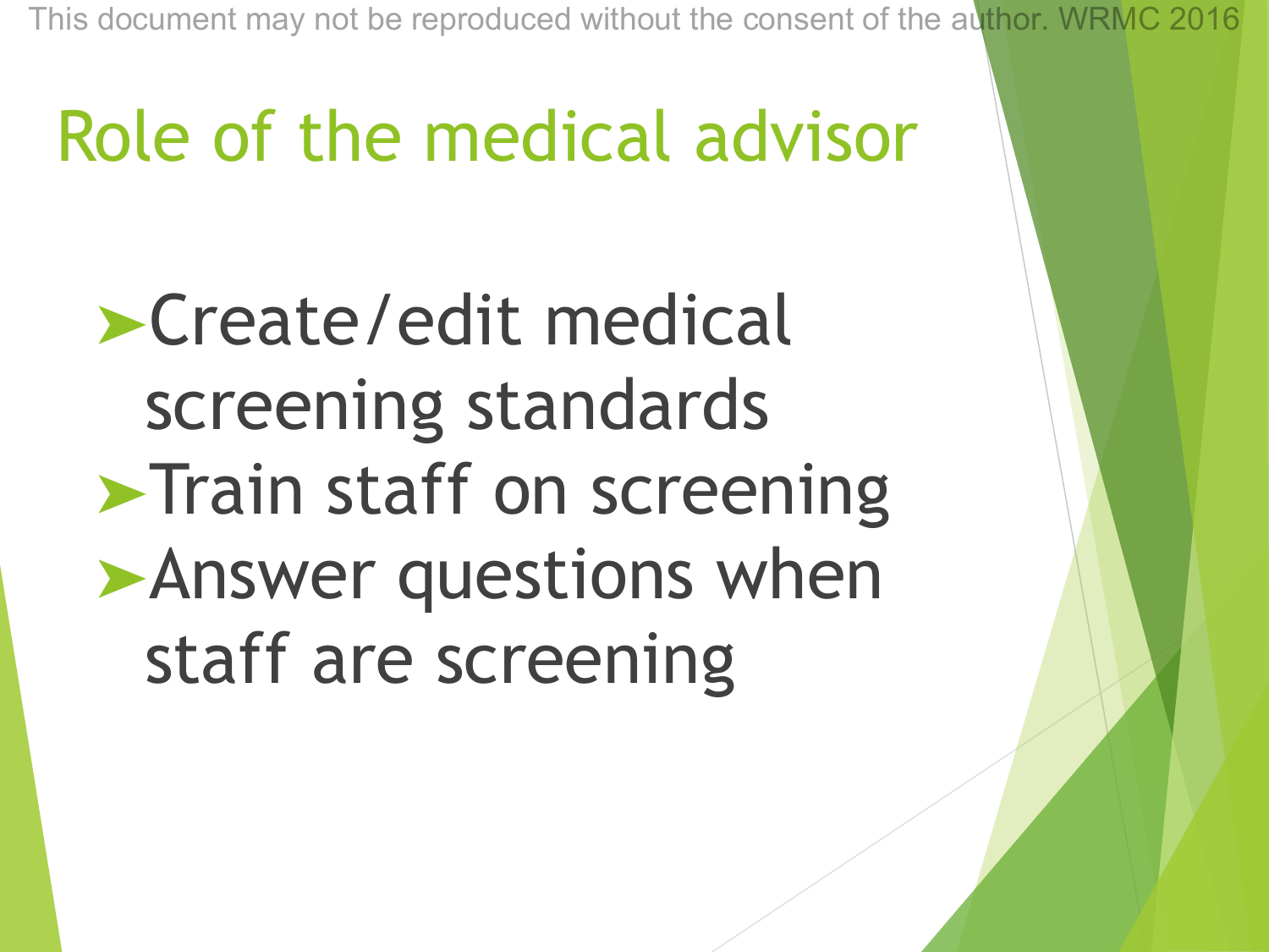# Role of the medical advisor

- Create/edit medical screening standards
- Train staff on screening
- Answer questions when staff are screening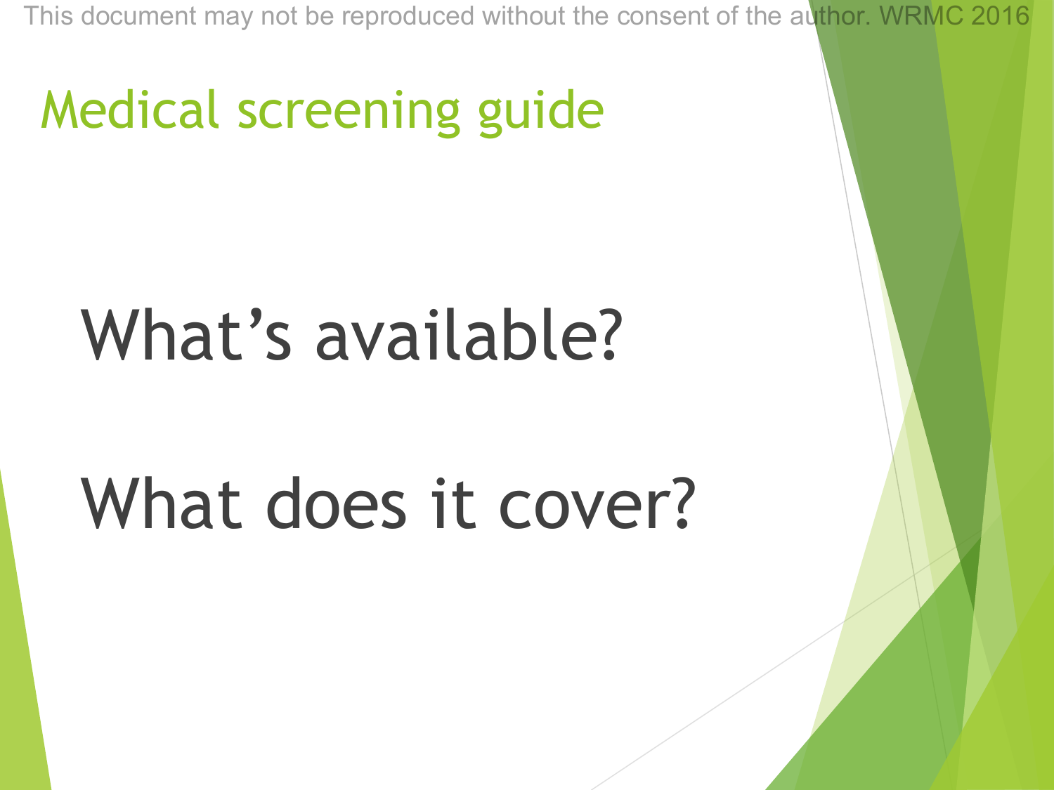# Medical screening guide

What's available?

What does it cover?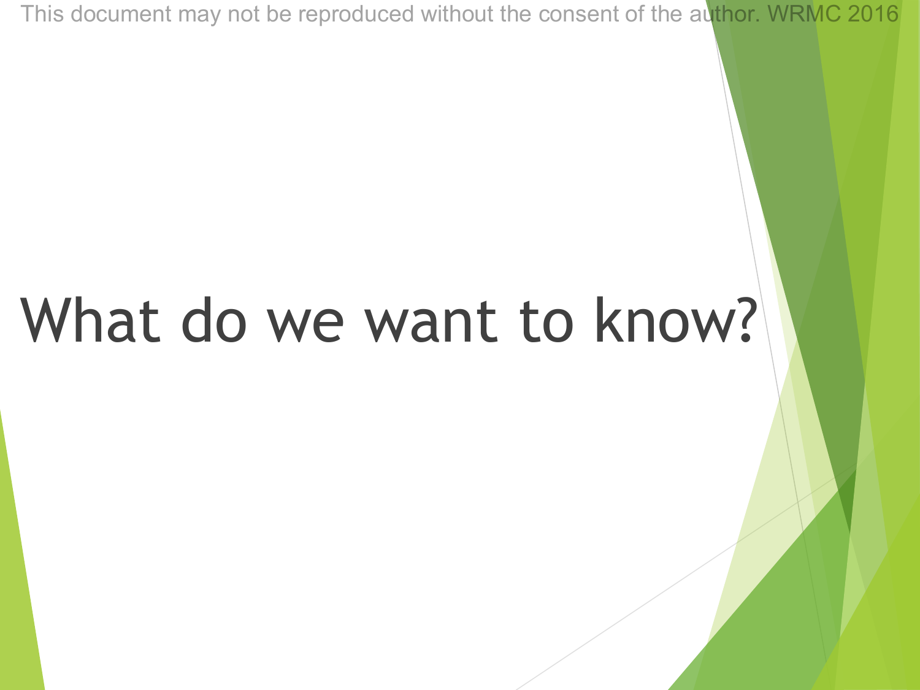# What do we want to know?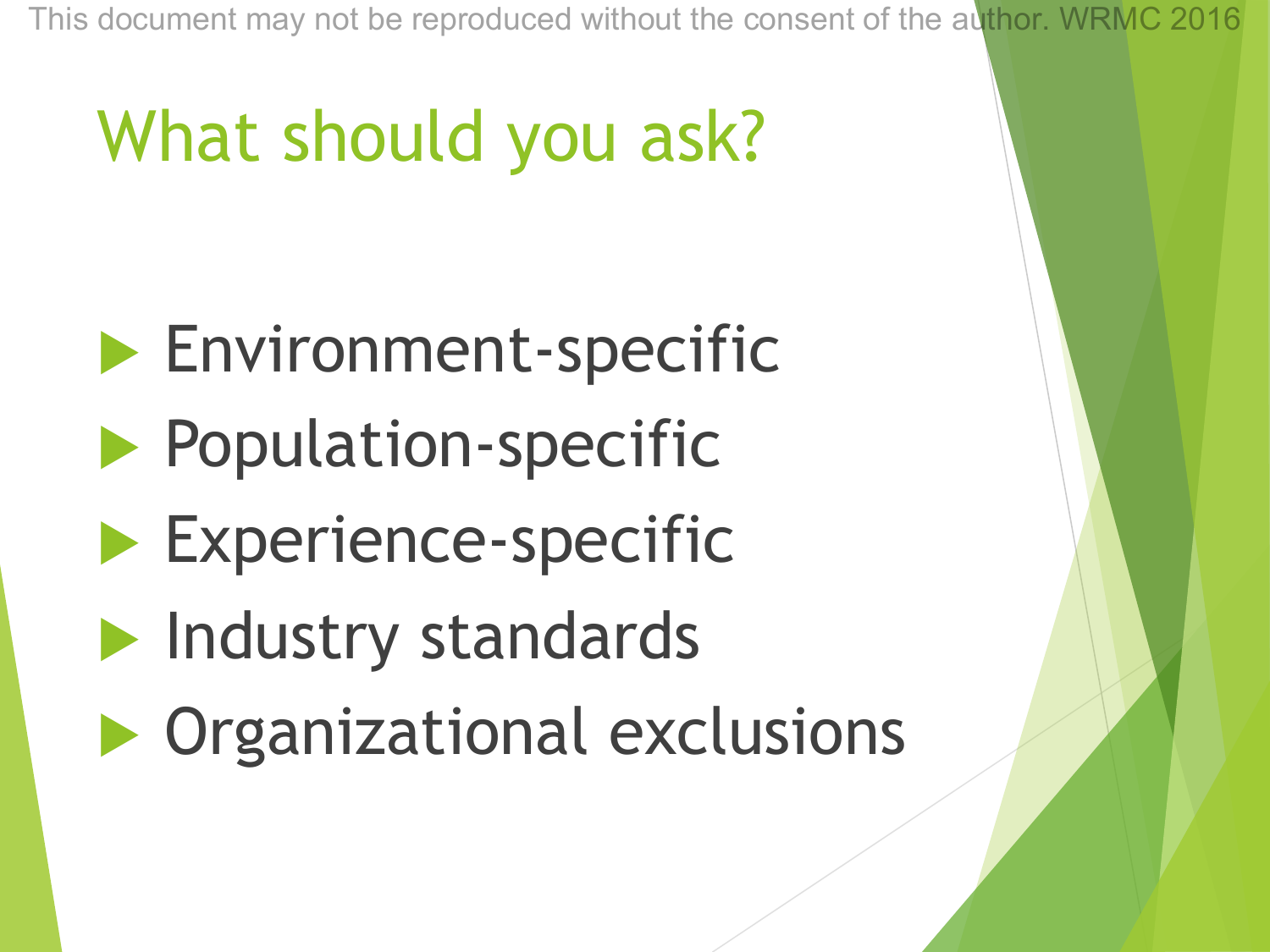# What should you ask?

- Environment-specific
- Population-specific
- Experience-specific
- Industry standards
- Organizational exclusions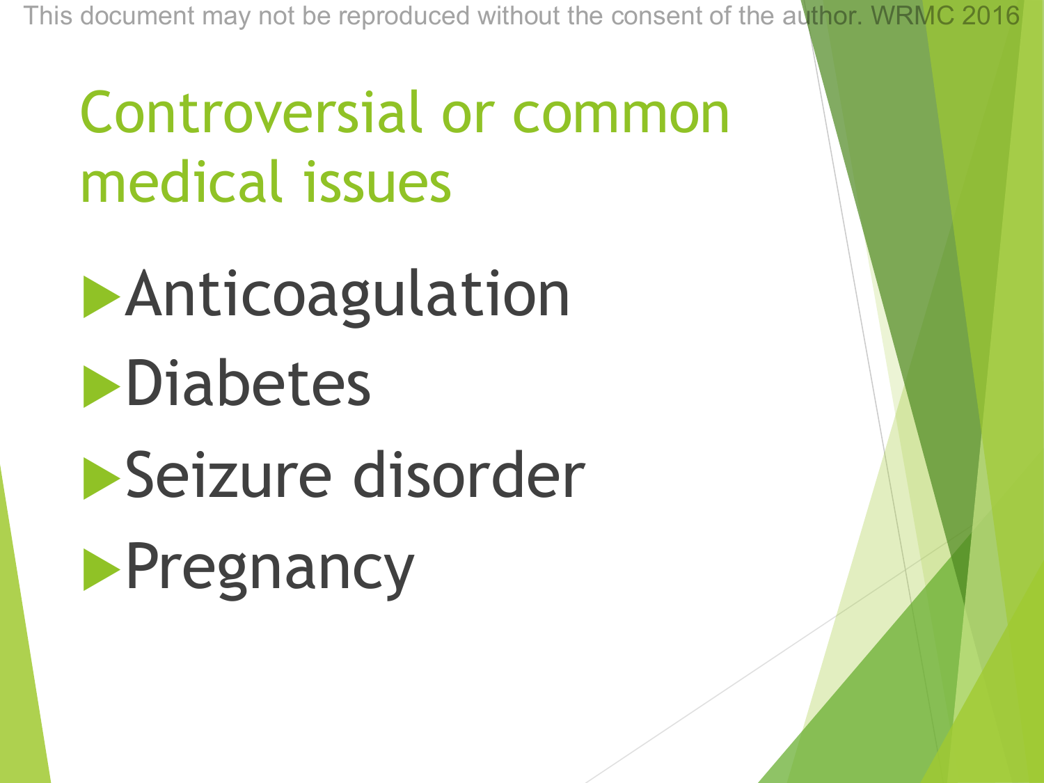# Controversial or common medical issues

- Anticoagulation
- Diabetes
- Seizure disorder
- Pregnancy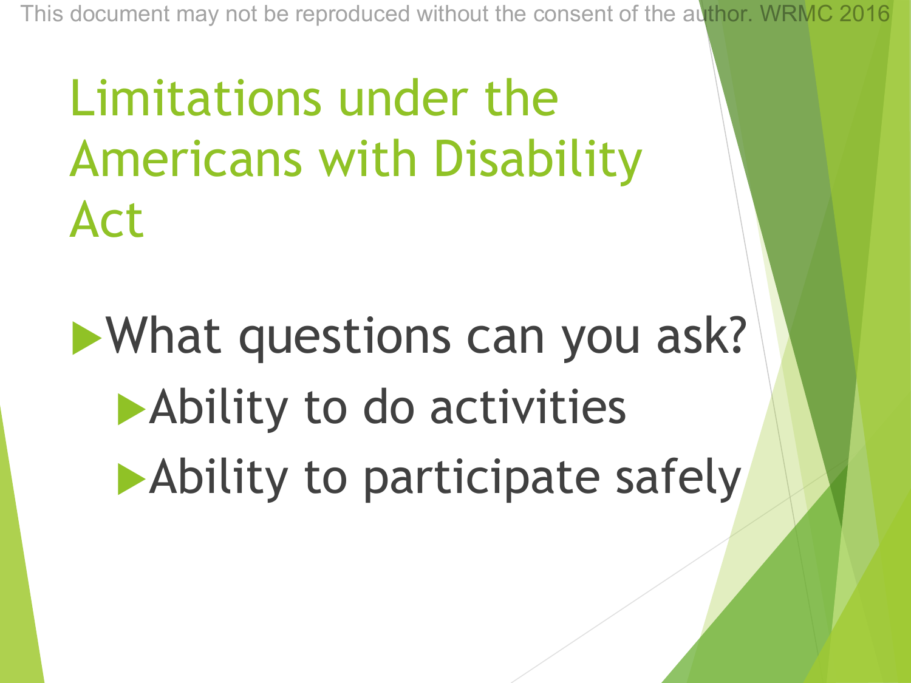# Limitations under the Americans with Disability Act

- What questions can you ask?
  - Ability to do activities
  - Ability to participate safely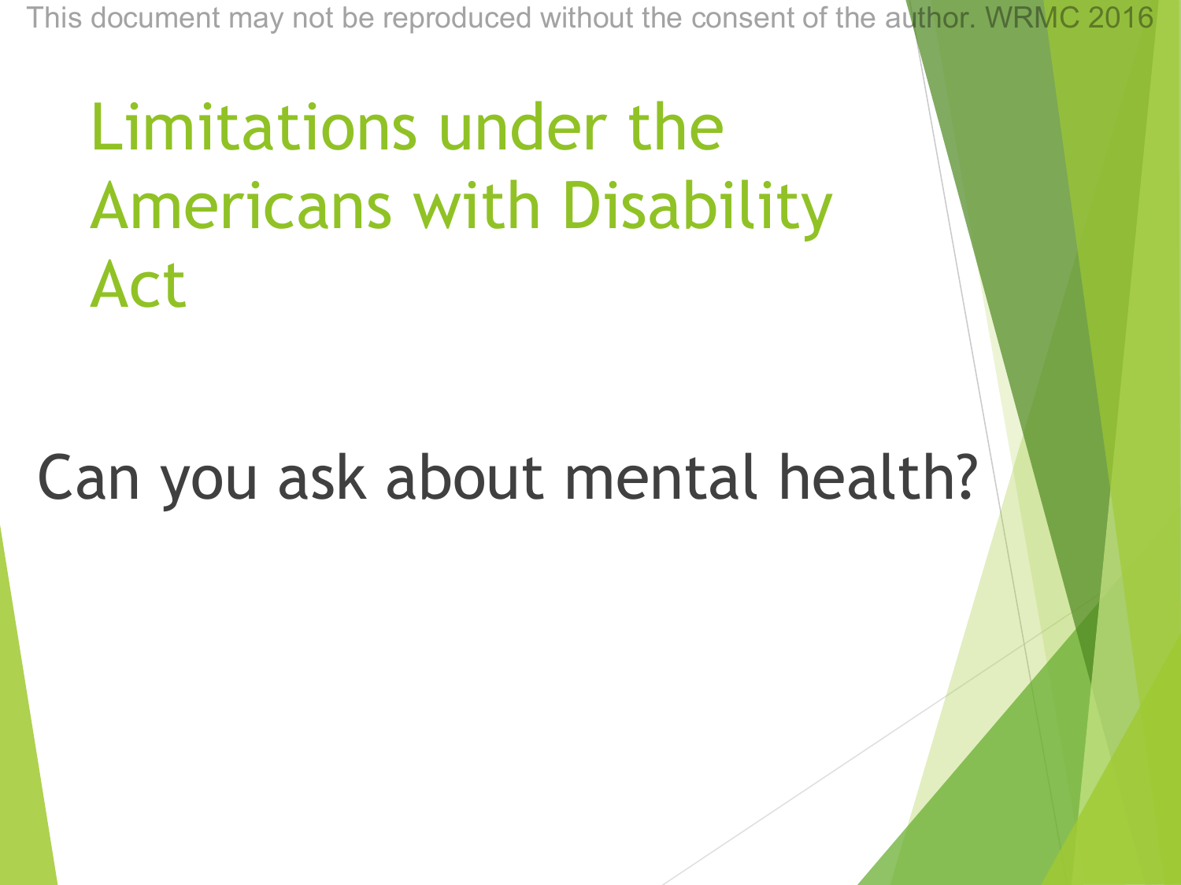# Limitations under the Americans with Disability Act

Can you ask about mental health?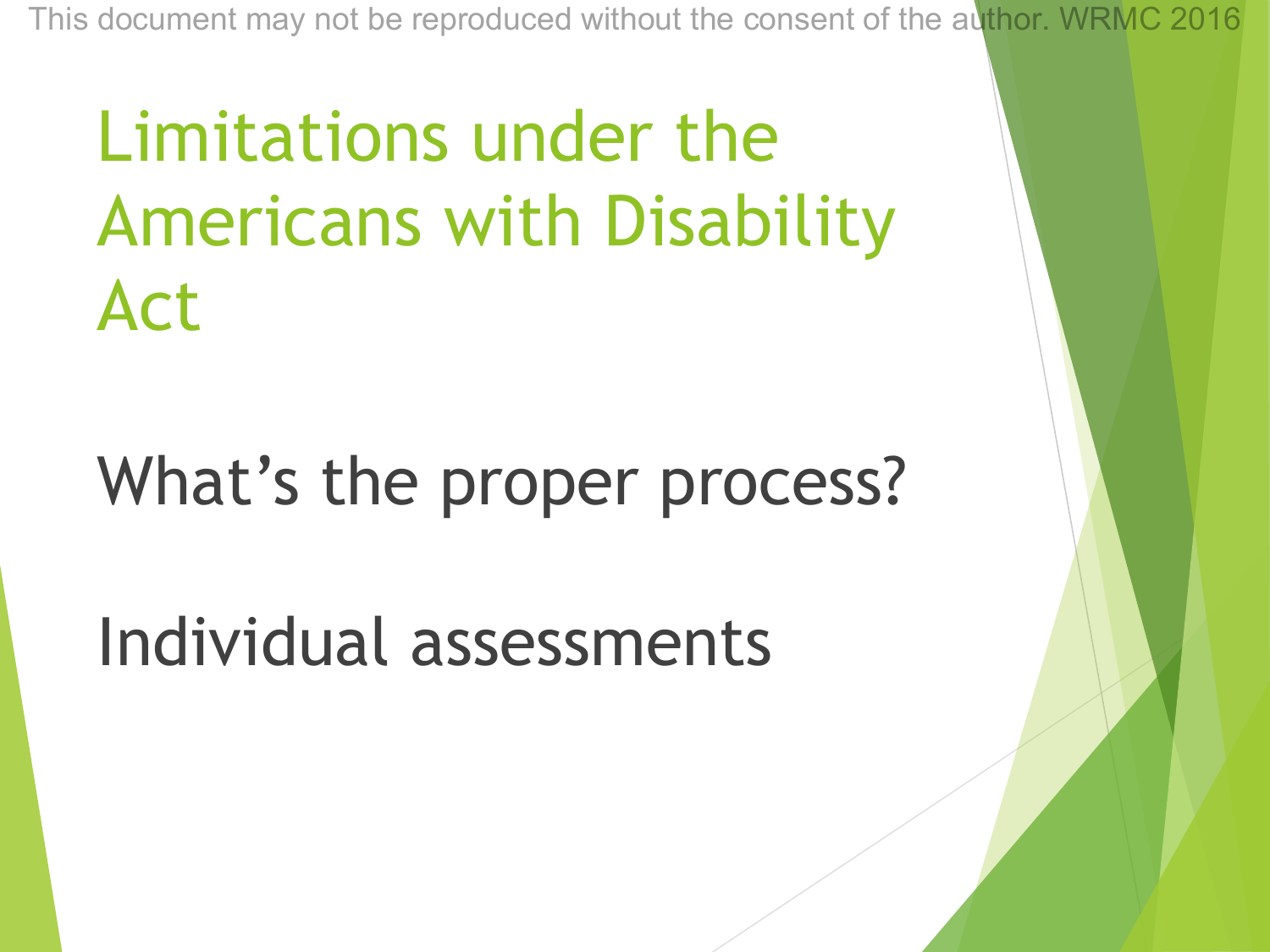# Limitations under the Americans with Disability Act

What's the proper process?

Individual assessments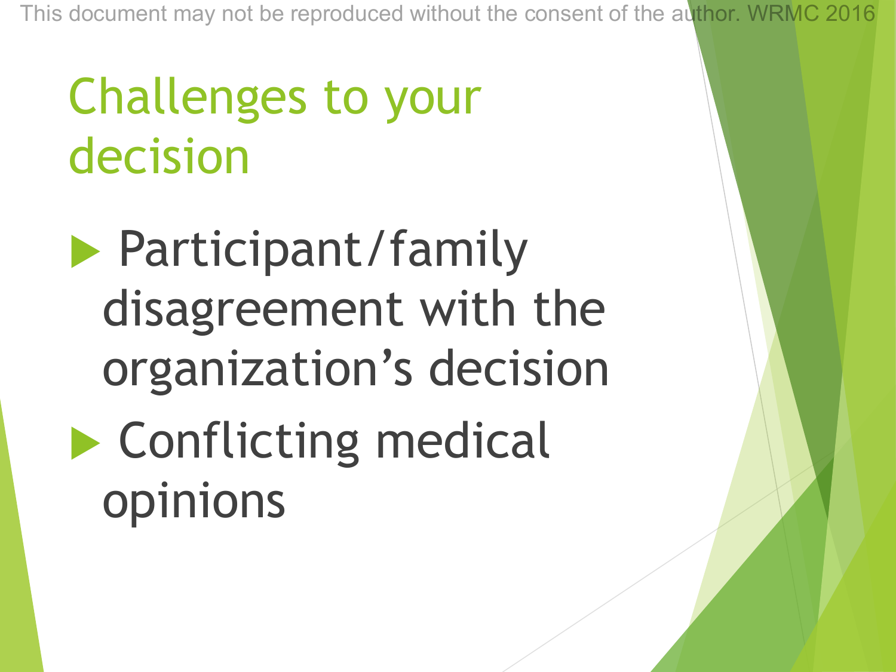# Challenges to your decision

- Participant/family disagreement with the organization's decision
- Conflicting medical opinions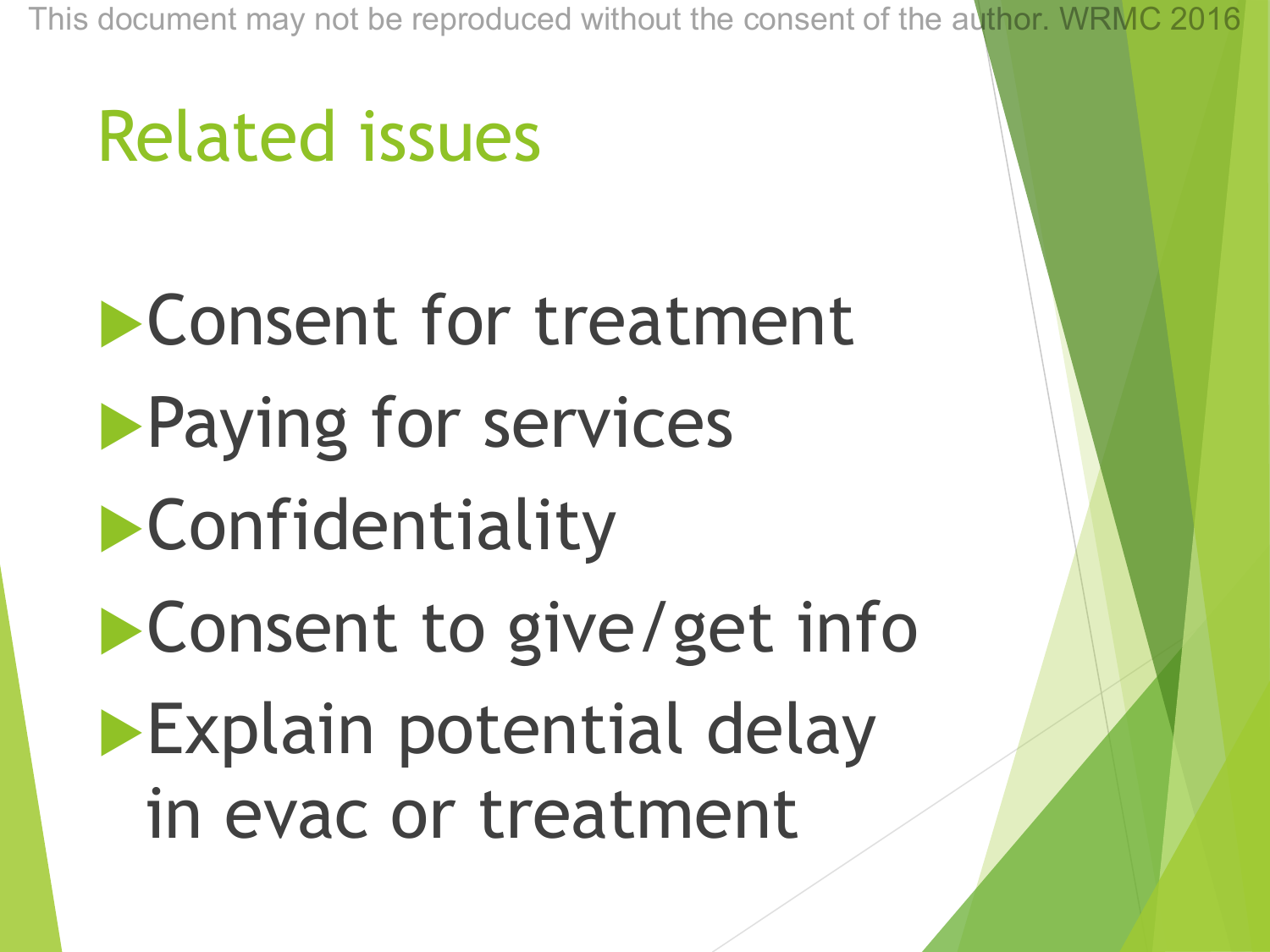# Related issues

- Consent for treatment
- Paying for services
- Confidentiality
- Consent to give/get info
- Explain potential delay in evac or treatment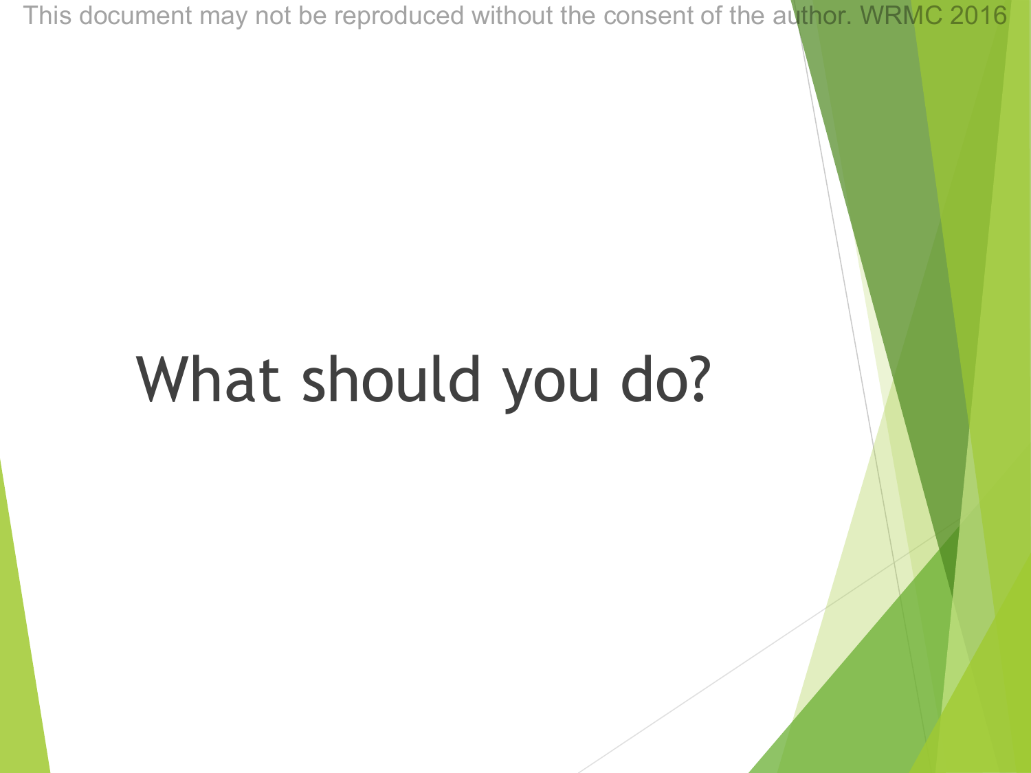# What should you do?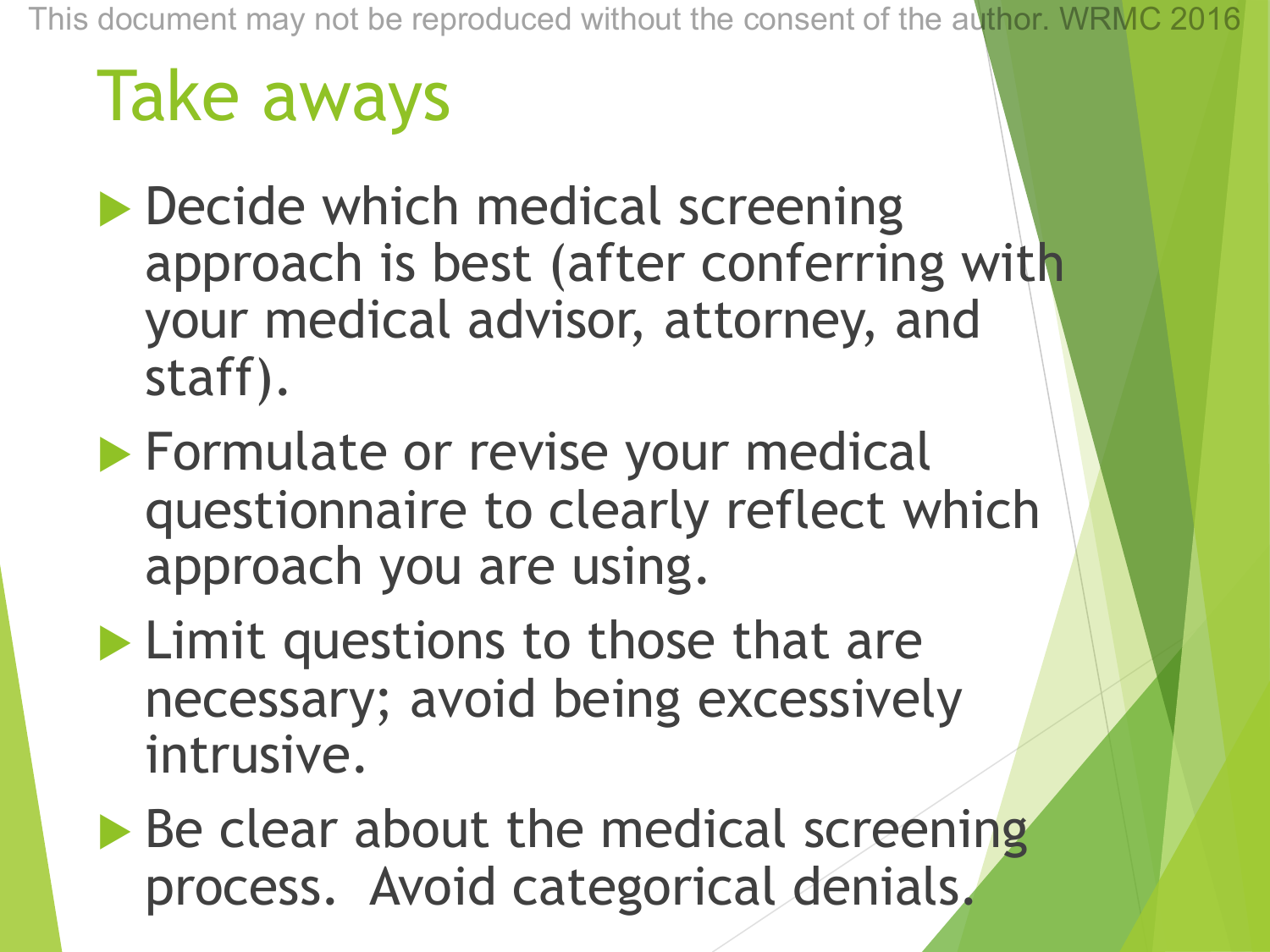# Take aways

- Decide which medical screening approach is best (after conferring with your medical advisor, attorney, and staff).
- Formulate or revise your medical questionnaire to clearly reflect which approach you are using.
- Limit questions to those that are necessary; avoid being excessively intrusive.
- Be clear about the medical screening process. Avoid categorical denials.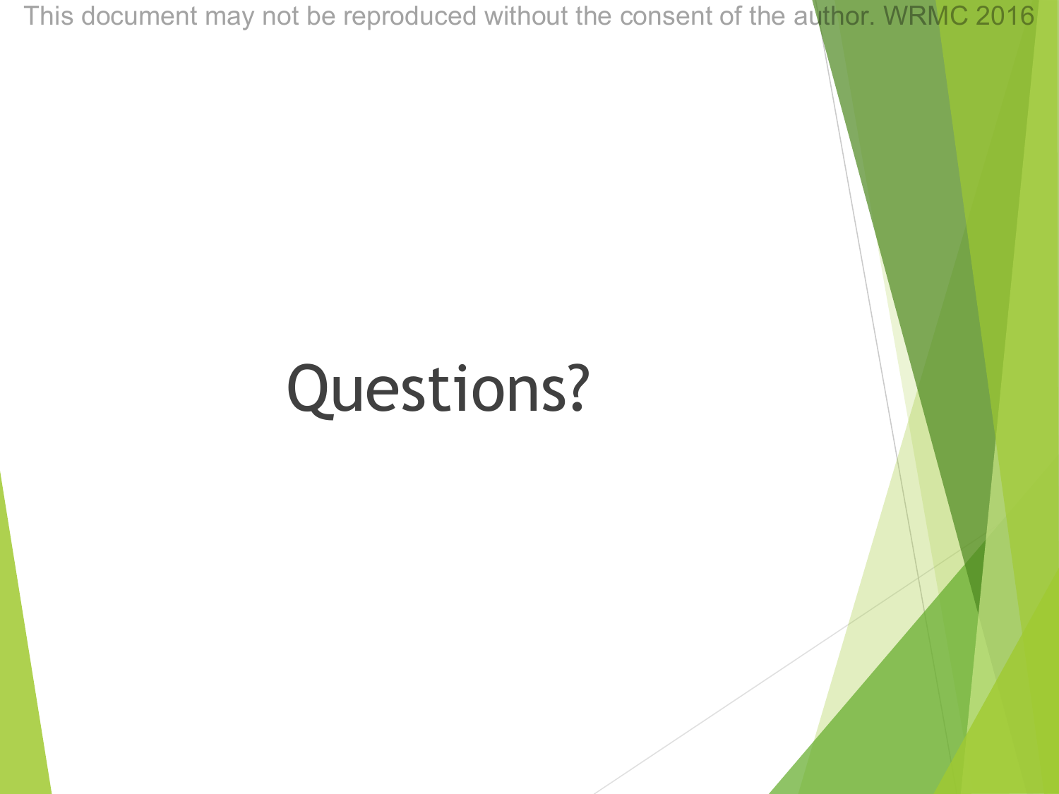# Questions?